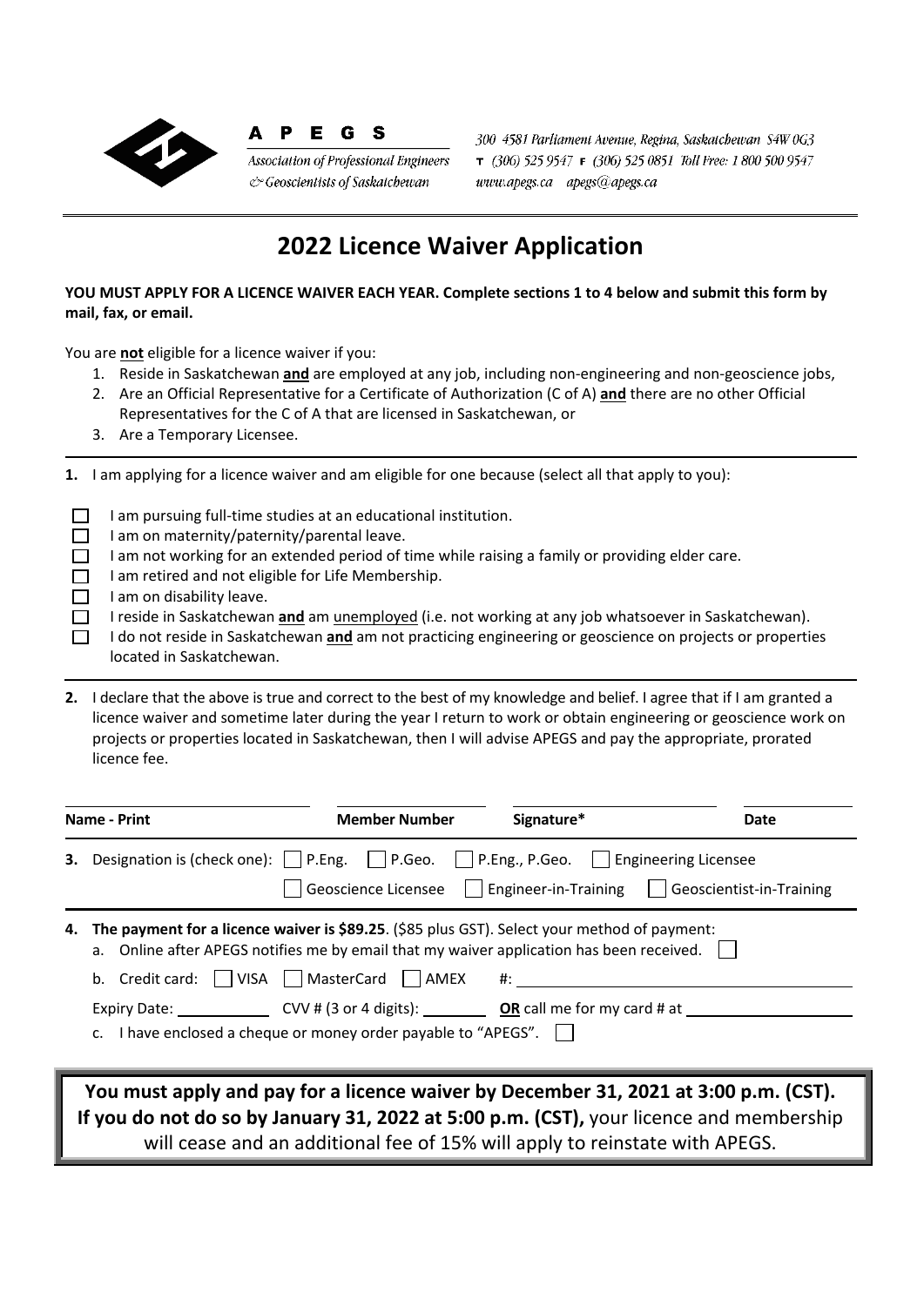**APEGS**

Association of Professional Engineers & Geoscientists of Saskatchewan

300 4581 Parliament Avenue, Regina, Saskatchewan S4W 0G3
T (306) 525 9547 F (306) 525 0851 Toll Free: 1 800 500 9547
www.apegs.ca apegs@apegs.ca

# 2022 Licence Waiver Application

**YOU MUST APPLY FOR A LICENCE WAIVER EACH YEAR. Complete sections 1 to 4 below and submit this form by mail, fax, or email.**

You are **not** eligible for a licence waiver if you:

1. Reside in Saskatchewan **and** are employed at any job, including non-engineering and non-geoscience jobs,
2. Are an Official Representative for a Certificate of Authorization (C of A) **and** there are no other Official Representatives for the C of A that are licensed in Saskatchewan, or
3. Are a Temporary Licensee.

**1.** I am applying for a licence waiver and am eligible for one because (select all that apply to you):

- ☐ I am pursuing full-time studies at an educational institution.
- ☐ I am on maternity/paternity/parental leave.
- ☐ I am not working for an extended period of time while raising a family or providing elder care.
- ☐ I am retired and not eligible for Life Membership.
- ☐ I am on disability leave.
- ☐ I reside in Saskatchewan **and** am unemployed (i.e. not working at any job whatsoever in Saskatchewan).
- ☐ I do not reside in Saskatchewan **and** am not practicing engineering or geoscience on projects or properties located in Saskatchewan.

**2.** I declare that the above is true and correct to the best of my knowledge and belief. I agree that if I am granted a licence waiver and sometime later during the year I return to work or obtain engineering or geoscience work on projects or properties located in Saskatchewan, then I will advise APEGS and pay the appropriate, prorated licence fee.

| **Name - Print** | **Member Number** | **Signature*** | **Date** |
|---|---|---|---|
| | | | |

**3.** Designation is (check one): ☐ P.Eng. ☐ P.Geo. ☐ P.Eng., P.Geo. ☐ Engineering Licensee ☐ Geoscience Licensee ☐ Engineer-in-Training ☐ Geoscientist-in-Training

**4. The payment for a licence waiver is $89.25**. ($85 plus GST). Select your method of payment:

a. Online after APEGS notifies me by email that my waiver application has been received. ☐

b. Credit card: ☐ VISA ☐ MasterCard ☐ AMEX #: \_\_\_\_\_\_\_\_\_\_

Expiry Date: \_\_\_\_\_\_\_\_ CVV # (3 or 4 digits): \_\_\_\_\_\_\_\_ **OR** call me for my card # at \_\_\_\_\_\_\_\_

c. I have enclosed a cheque or money order payable to "APEGS". ☐

**You must apply and pay for a licence waiver by December 31, 2021 at 3:00 p.m. (CST). If you do not do so by January 31, 2022 at 5:00 p.m. (CST),** your licence and membership will cease and an additional fee of 15% will apply to reinstate with APEGS.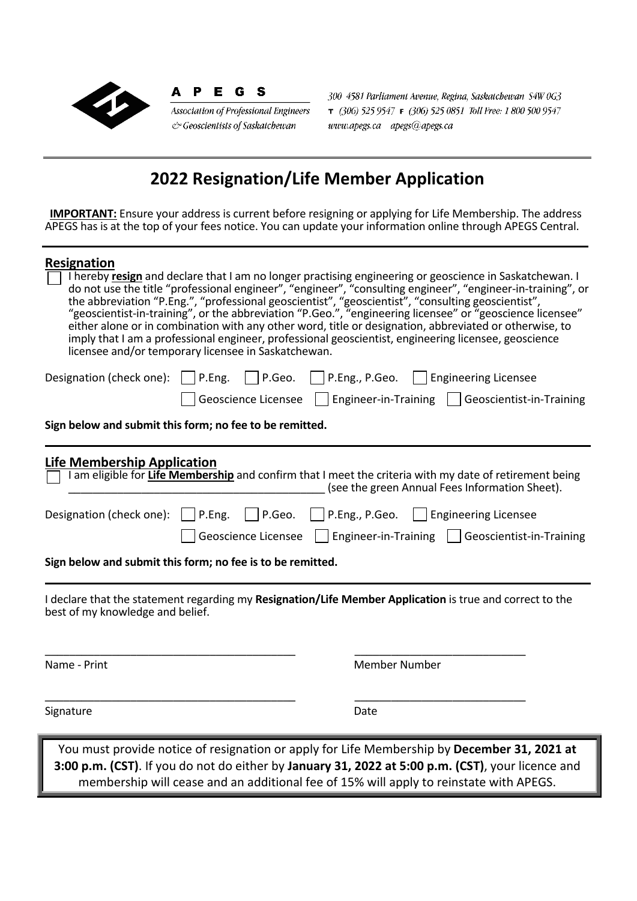APEGS

Association of Professional Engineers & Geoscientists of Saskatchewan

300 4581 Parliament Avenue, Regina, Saskatchewan S4W 0G3
T (306) 525 9547 F (306) 525 0851 Toll Free: 1 800 500 9547
www.apegs.ca apegs@apegs.ca

# 2022 Resignation/Life Member Application

**IMPORTANT:** Ensure your address is current before resigning or applying for Life Membership. The address APEGS has is at the top of your fees notice. You can update your information online through APEGS Central.

## Resignation

☐ I hereby **resign** and declare that I am no longer practising engineering or geoscience in Saskatchewan. I do not use the title "professional engineer", "engineer", "consulting engineer", "engineer-in-training", or the abbreviation "P.Eng.", "professional geoscientist", "geoscientist", "consulting geoscientist", "geoscientist-in-training", or the abbreviation "P.Geo.", "engineering licensee" or "geoscience licensee" either alone or in combination with any other word, title or designation, abbreviated or otherwise, to imply that I am a professional engineer, professional geoscientist, engineering licensee, geoscience licensee and/or temporary licensee in Saskatchewan.

Designation (check one): ☐ P.Eng. ☐ P.Geo. ☐ P.Eng., P.Geo. ☐ Engineering Licensee ☐ Geoscience Licensee ☐ Engineer-in-Training ☐ Geoscientist-in-Training

**Sign below and submit this form; no fee to be remitted.**

## Life Membership Application

☐ I am eligible for **Life Membership** and confirm that I meet the criteria with my date of retirement being ________________________________________ (see the green Annual Fees Information Sheet).

Designation (check one): ☐ P.Eng. ☐ P.Geo. ☐ P.Eng., P.Geo. ☐ Engineering Licensee ☐ Geoscience Licensee ☐ Engineer-in-Training ☐ Geoscientist-in-Training

**Sign below and submit this form; no fee is to be remitted.**

I declare that the statement regarding my **Resignation/Life Member Application** is true and correct to the best of my knowledge and belief.

________________________________________ Name - Print

____________________________ Member Number

________________________________________ Signature

____________________________ Date

You must provide notice of resignation or apply for Life Membership by **December 31, 2021 at 3:00 p.m. (CST)**. If you do not do either by **January 31, 2022 at 5:00 p.m. (CST)**, your licence and membership will cease and an additional fee of 15% will apply to reinstate with APEGS.